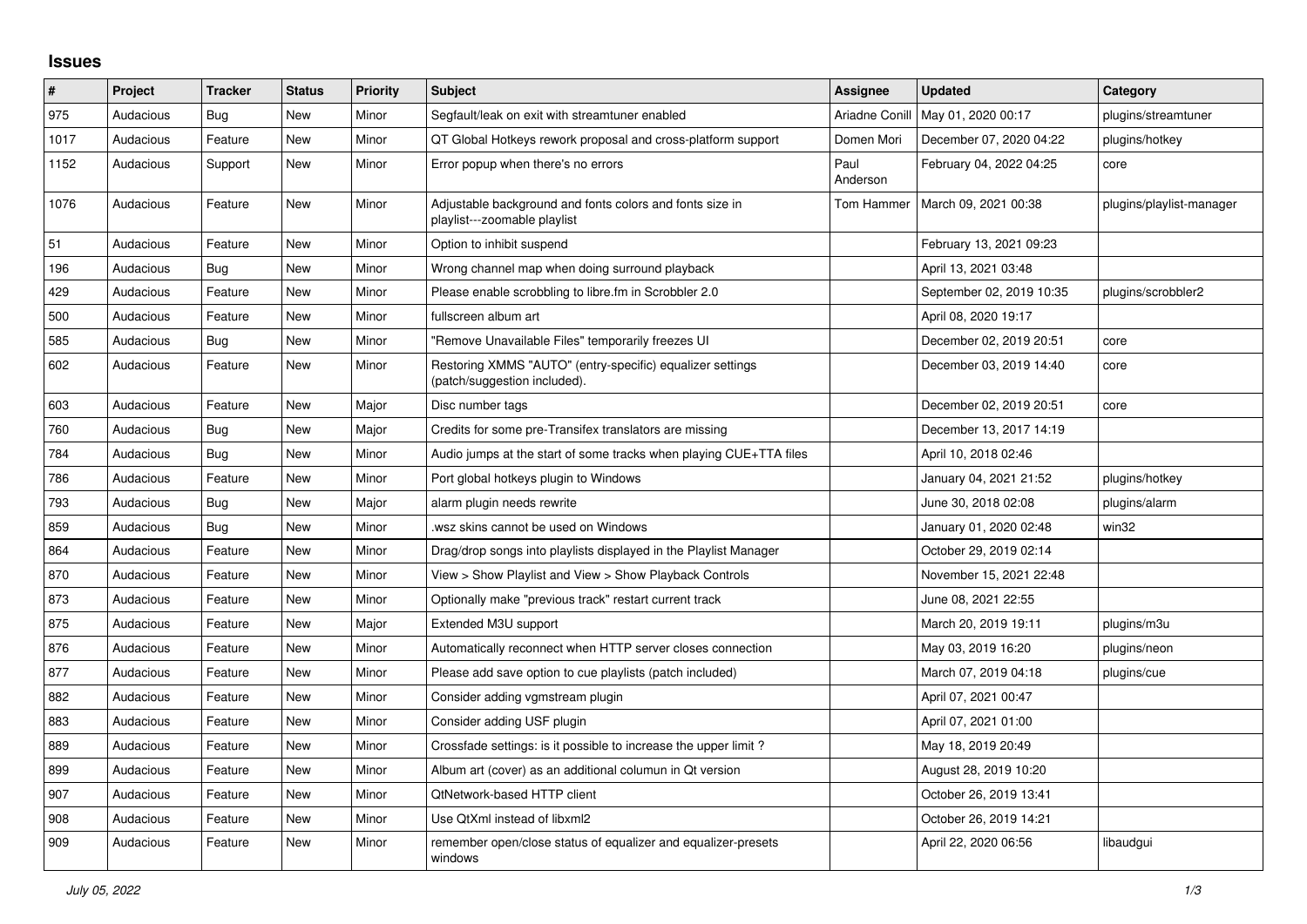## Issues

| # | Project | Tracker | Status | Priority | Subject | Assignee | Updated | Category |
|---|---|---|---|---|---|---|---|---|
| 975 | Audacious | Bug | New | Minor | Segfault/leak on exit with streamtuner enabled | Ariadne Conill | May 01, 2020 00:17 | plugins/streamtuner |
| 1017 | Audacious | Feature | New | Minor | QT Global Hotkeys rework proposal and cross-platform support | Domen Mori | December 07, 2020 04:22 | plugins/hotkey |
| 1152 | Audacious | Support | New | Minor | Error popup when there's no errors | Paul Anderson | February 04, 2022 04:25 | core |
| 1076 | Audacious | Feature | New | Minor | Adjustable background and fonts colors and fonts size in playlist---zoomable playlist | Tom Hammer | March 09, 2021 00:38 | plugins/playlist-manager |
| 51 | Audacious | Feature | New | Minor | Option to inhibit suspend | | February 13, 2021 09:23 | |
| 196 | Audacious | Bug | New | Minor | Wrong channel map when doing surround playback | | April 13, 2021 03:48 | |
| 429 | Audacious | Feature | New | Minor | Please enable scrobbling to libre.fm in Scrobbler 2.0 | | September 02, 2019 10:35 | plugins/scrobbler2 |
| 500 | Audacious | Feature | New | Minor | fullscreen album art | | April 08, 2020 19:17 | |
| 585 | Audacious | Bug | New | Minor | "Remove Unavailable Files" temporarily freezes UI | | December 02, 2019 20:51 | core |
| 602 | Audacious | Feature | New | Minor | Restoring XMMS "AUTO" (entry-specific) equalizer settings (patch/suggestion included). | | December 03, 2019 14:40 | core |
| 603 | Audacious | Feature | New | Major | Disc number tags | | December 02, 2019 20:51 | core |
| 760 | Audacious | Bug | New | Major | Credits for some pre-Transifex translators are missing | | December 13, 2017 14:19 | |
| 784 | Audacious | Bug | New | Minor | Audio jumps at the start of some tracks when playing CUE+TTA files | | April 10, 2018 02:46 | |
| 786 | Audacious | Feature | New | Minor | Port global hotkeys plugin to Windows | | January 04, 2021 21:52 | plugins/hotkey |
| 793 | Audacious | Bug | New | Major | alarm plugin needs rewrite | | June 30, 2018 02:08 | plugins/alarm |
| 859 | Audacious | Bug | New | Minor | .wsz skins cannot be used on Windows | | January 01, 2020 02:48 | win32 |
| 864 | Audacious | Feature | New | Minor | Drag/drop songs into playlists displayed in the Playlist Manager | | October 29, 2019 02:14 | |
| 870 | Audacious | Feature | New | Minor | View > Show Playlist and View > Show Playback Controls | | November 15, 2021 22:48 | |
| 873 | Audacious | Feature | New | Minor | Optionally make "previous track" restart current track | | June 08, 2021 22:55 | |
| 875 | Audacious | Feature | New | Major | Extended M3U support | | March 20, 2019 19:11 | plugins/m3u |
| 876 | Audacious | Feature | New | Minor | Automatically reconnect when HTTP server closes connection | | May 03, 2019 16:20 | plugins/neon |
| 877 | Audacious | Feature | New | Minor | Please add save option to cue playlists (patch included) | | March 07, 2019 04:18 | plugins/cue |
| 882 | Audacious | Feature | New | Minor | Consider adding vgmstream plugin | | April 07, 2021 00:47 | |
| 883 | Audacious | Feature | New | Minor | Consider adding USF plugin | | April 07, 2021 01:00 | |
| 889 | Audacious | Feature | New | Minor | Crossfade settings: is it possible to increase the upper limit ? | | May 18, 2019 20:49 | |
| 899 | Audacious | Feature | New | Minor | Album art (cover) as an additional columun in Qt version | | August 28, 2019 10:20 | |
| 907 | Audacious | Feature | New | Minor | QtNetwork-based HTTP client | | October 26, 2019 13:41 | |
| 908 | Audacious | Feature | New | Minor | Use QtXml instead of libxml2 | | October 26, 2019 14:21 | |
| 909 | Audacious | Feature | New | Minor | remember open/close status of equalizer and equalizer-presets windows | | April 22, 2020 06:56 | libaudgui |

*July 05, 2022*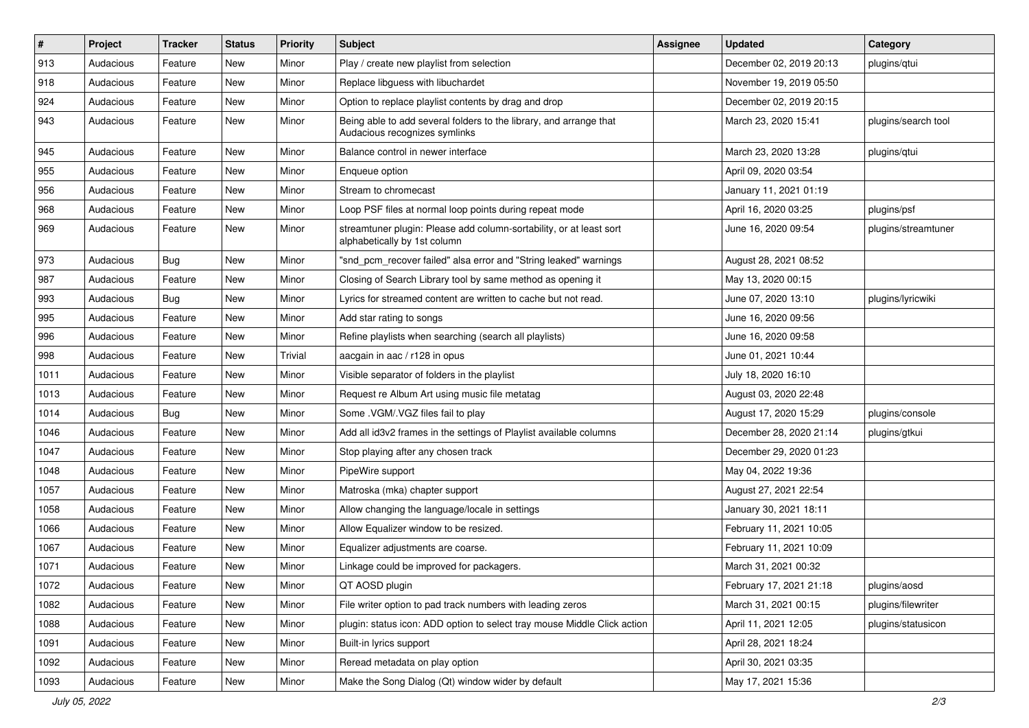| # | Project | Tracker | Status | Priority | Subject | Assignee | Updated | Category |
|---|---|---|---|---|---|---|---|---|
| 913 | Audacious | Feature | New | Minor | Play / create new playlist from selection | | December 02, 2019 20:13 | plugins/qtui |
| 918 | Audacious | Feature | New | Minor | Replace libguess with libuchardet | | November 19, 2019 05:50 | |
| 924 | Audacious | Feature | New | Minor | Option to replace playlist contents by drag and drop | | December 02, 2019 20:15 | |
| 943 | Audacious | Feature | New | Minor | Being able to add several folders to the library, and arrange that Audacious recognizes symlinks | | March 23, 2020 15:41 | plugins/search tool |
| 945 | Audacious | Feature | New | Minor | Balance control in newer interface | | March 23, 2020 13:28 | plugins/qtui |
| 955 | Audacious | Feature | New | Minor | Enqueue option | | April 09, 2020 03:54 | |
| 956 | Audacious | Feature | New | Minor | Stream to chromecast | | January 11, 2021 01:19 | |
| 968 | Audacious | Feature | New | Minor | Loop PSF files at normal loop points during repeat mode | | April 16, 2020 03:25 | plugins/psf |
| 969 | Audacious | Feature | New | Minor | streamtuner plugin: Please add column-sortability, or at least sort alphabetically by 1st column | | June 16, 2020 09:54 | plugins/streamtuner |
| 973 | Audacious | Bug | New | Minor | "snd_pcm_recover failed" alsa error and "String leaked" warnings | | August 28, 2021 08:52 | |
| 987 | Audacious | Feature | New | Minor | Closing of Search Library tool by same method as opening it | | May 13, 2020 00:15 | |
| 993 | Audacious | Bug | New | Minor | Lyrics for streamed content are written to cache but not read. | | June 07, 2020 13:10 | plugins/lyricwiki |
| 995 | Audacious | Feature | New | Minor | Add star rating to songs | | June 16, 2020 09:56 | |
| 996 | Audacious | Feature | New | Minor | Refine playlists when searching (search all playlists) | | June 16, 2020 09:58 | |
| 998 | Audacious | Feature | New | Trivial | aacgain in aac / r128 in opus | | June 01, 2021 10:44 | |
| 1011 | Audacious | Feature | New | Minor | Visible separator of folders in the playlist | | July 18, 2020 16:10 | |
| 1013 | Audacious | Feature | New | Minor | Request re Album Art using music file metatag | | August 03, 2020 22:48 | |
| 1014 | Audacious | Bug | New | Minor | Some .VGM/.VGZ files fail to play | | August 17, 2020 15:29 | plugins/console |
| 1046 | Audacious | Feature | New | Minor | Add all id3v2 frames in the settings of Playlist available columns | | December 28, 2020 21:14 | plugins/gtkui |
| 1047 | Audacious | Feature | New | Minor | Stop playing after any chosen track | | December 29, 2020 01:23 | |
| 1048 | Audacious | Feature | New | Minor | PipeWire support | | May 04, 2022 19:36 | |
| 1057 | Audacious | Feature | New | Minor | Matroska (mka) chapter support | | August 27, 2021 22:54 | |
| 1058 | Audacious | Feature | New | Minor | Allow changing the language/locale in settings | | January 30, 2021 18:11 | |
| 1066 | Audacious | Feature | New | Minor | Allow Equalizer window to be resized. | | February 11, 2021 10:05 | |
| 1067 | Audacious | Feature | New | Minor | Equalizer adjustments are coarse. | | February 11, 2021 10:09 | |
| 1071 | Audacious | Feature | New | Minor | Linkage could be improved for packagers. | | March 31, 2021 00:32 | |
| 1072 | Audacious | Feature | New | Minor | QT AOSD plugin | | February 17, 2021 21:18 | plugins/aosd |
| 1082 | Audacious | Feature | New | Minor | File writer option to pad track numbers with leading zeros | | March 31, 2021 00:15 | plugins/filewriter |
| 1088 | Audacious | Feature | New | Minor | plugin: status icon: ADD option to select tray mouse Middle Click action | | April 11, 2021 12:05 | plugins/statusicon |
| 1091 | Audacious | Feature | New | Minor | Built-in lyrics support | | April 28, 2021 18:24 | |
| 1092 | Audacious | Feature | New | Minor | Reread metadata on play option | | April 30, 2021 03:35 | |
| 1093 | Audacious | Feature | New | Minor | Make the Song Dialog (Qt) window wider by default | | May 17, 2021 15:36 | |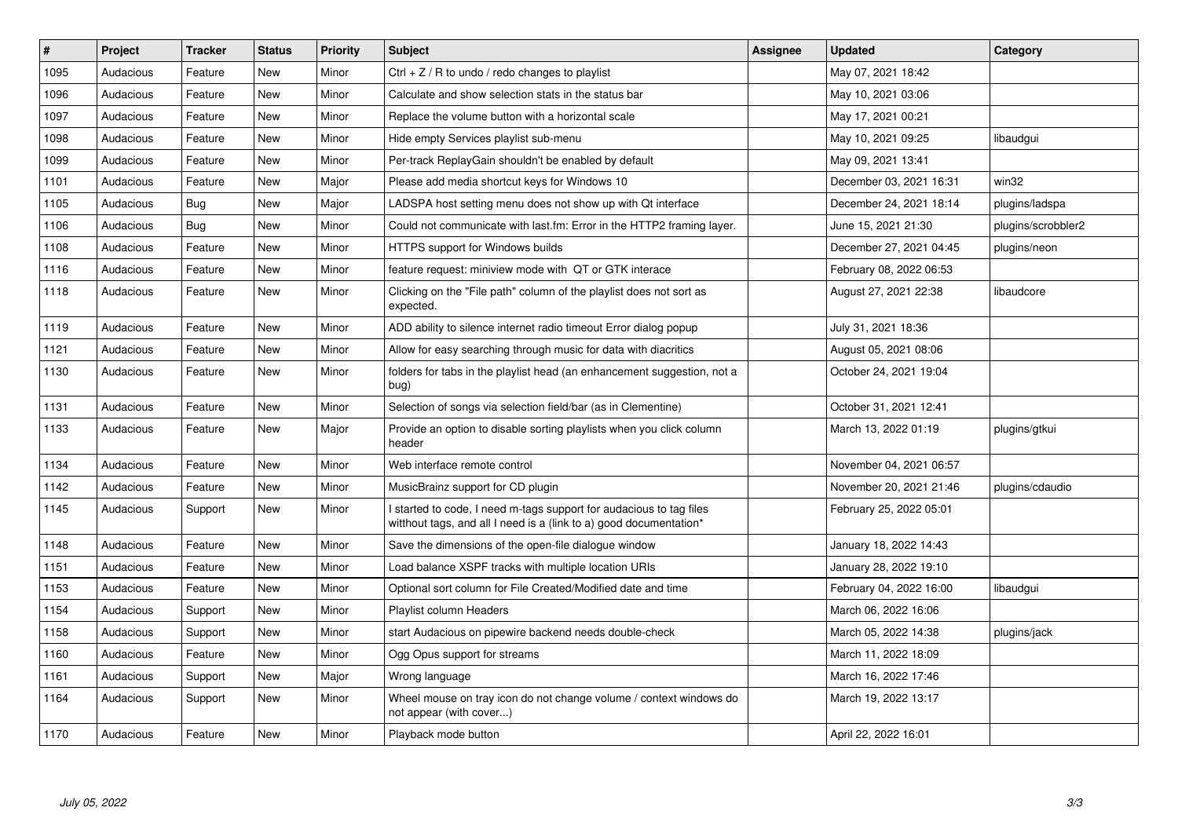| # | Project | Tracker | Status | Priority | Subject | Assignee | Updated | Category |
|---|---|---|---|---|---|---|---|---|
| 1095 | Audacious | Feature | New | Minor | Ctrl + Z / R to undo / redo changes to playlist | | May 07, 2021 18:42 | |
| 1096 | Audacious | Feature | New | Minor | Calculate and show selection stats in the status bar | | May 10, 2021 03:06 | |
| 1097 | Audacious | Feature | New | Minor | Replace the volume button with a horizontal scale | | May 17, 2021 00:21 | |
| 1098 | Audacious | Feature | New | Minor | Hide empty Services playlist sub-menu | | May 10, 2021 09:25 | libaudgui |
| 1099 | Audacious | Feature | New | Minor | Per-track ReplayGain shouldn't be enabled by default | | May 09, 2021 13:41 | |
| 1101 | Audacious | Feature | New | Major | Please add media shortcut keys for Windows 10 | | December 03, 2021 16:31 | win32 |
| 1105 | Audacious | Bug | New | Major | LADSPA host setting menu does not show up with Qt interface | | December 24, 2021 18:14 | plugins/ladspa |
| 1106 | Audacious | Bug | New | Minor | Could not communicate with last.fm: Error in the HTTP2 framing layer. | | June 15, 2021 21:30 | plugins/scrobbler2 |
| 1108 | Audacious | Feature | New | Minor | HTTPS support for Windows builds | | December 27, 2021 04:45 | plugins/neon |
| 1116 | Audacious | Feature | New | Minor | feature request: miniview mode with QT or GTK interace | | February 08, 2022 06:53 | |
| 1118 | Audacious | Feature | New | Minor | Clicking on the "File path" column of the playlist does not sort as expected. | | August 27, 2021 22:38 | libaudcore |
| 1119 | Audacious | Feature | New | Minor | ADD ability to silence internet radio timeout Error dialog popup | | July 31, 2021 18:36 | |
| 1121 | Audacious | Feature | New | Minor | Allow for easy searching through music for data with diacritics | | August 05, 2021 08:06 | |
| 1130 | Audacious | Feature | New | Minor | folders for tabs in the playlist head (an enhancement suggestion, not a bug) | | October 24, 2021 19:04 | |
| 1131 | Audacious | Feature | New | Minor | Selection of songs via selection field/bar (as in Clementine) | | October 31, 2021 12:41 | |
| 1133 | Audacious | Feature | New | Major | Provide an option to disable sorting playlists when you click column header | | March 13, 2022 01:19 | plugins/gtkui |
| 1134 | Audacious | Feature | New | Minor | Web interface remote control | | November 04, 2021 06:57 | |
| 1142 | Audacious | Feature | New | Minor | MusicBrainz support for CD plugin | | November 20, 2021 21:46 | plugins/cdaudio |
| 1145 | Audacious | Support | New | Minor | I started to code, I need m-tags support for audacious to tag files witthout tags, and all I need is a (link to a) good documentation* | | February 25, 2022 05:01 | |
| 1148 | Audacious | Feature | New | Minor | Save the dimensions of the open-file dialogue window | | January 18, 2022 14:43 | |
| 1151 | Audacious | Feature | New | Minor | Load balance XSPF tracks with multiple location URIs | | January 28, 2022 19:10 | |
| 1153 | Audacious | Feature | New | Minor | Optional sort column for File Created/Modified date and time | | February 04, 2022 16:00 | libaudgui |
| 1154 | Audacious | Support | New | Minor | Playlist column Headers | | March 06, 2022 16:06 | |
| 1158 | Audacious | Support | New | Minor | start Audacious on pipewire backend needs double-check | | March 05, 2022 14:38 | plugins/jack |
| 1160 | Audacious | Feature | New | Minor | Ogg Opus support for streams | | March 11, 2022 18:09 | |
| 1161 | Audacious | Support | New | Major | Wrong language | | March 16, 2022 17:46 | |
| 1164 | Audacious | Support | New | Minor | Wheel mouse on tray icon do not change volume / context windows do not appear (with cover...) | | March 19, 2022 13:17 | |
| 1170 | Audacious | Feature | New | Minor | Playback mode button | | April 22, 2022 16:01 | |